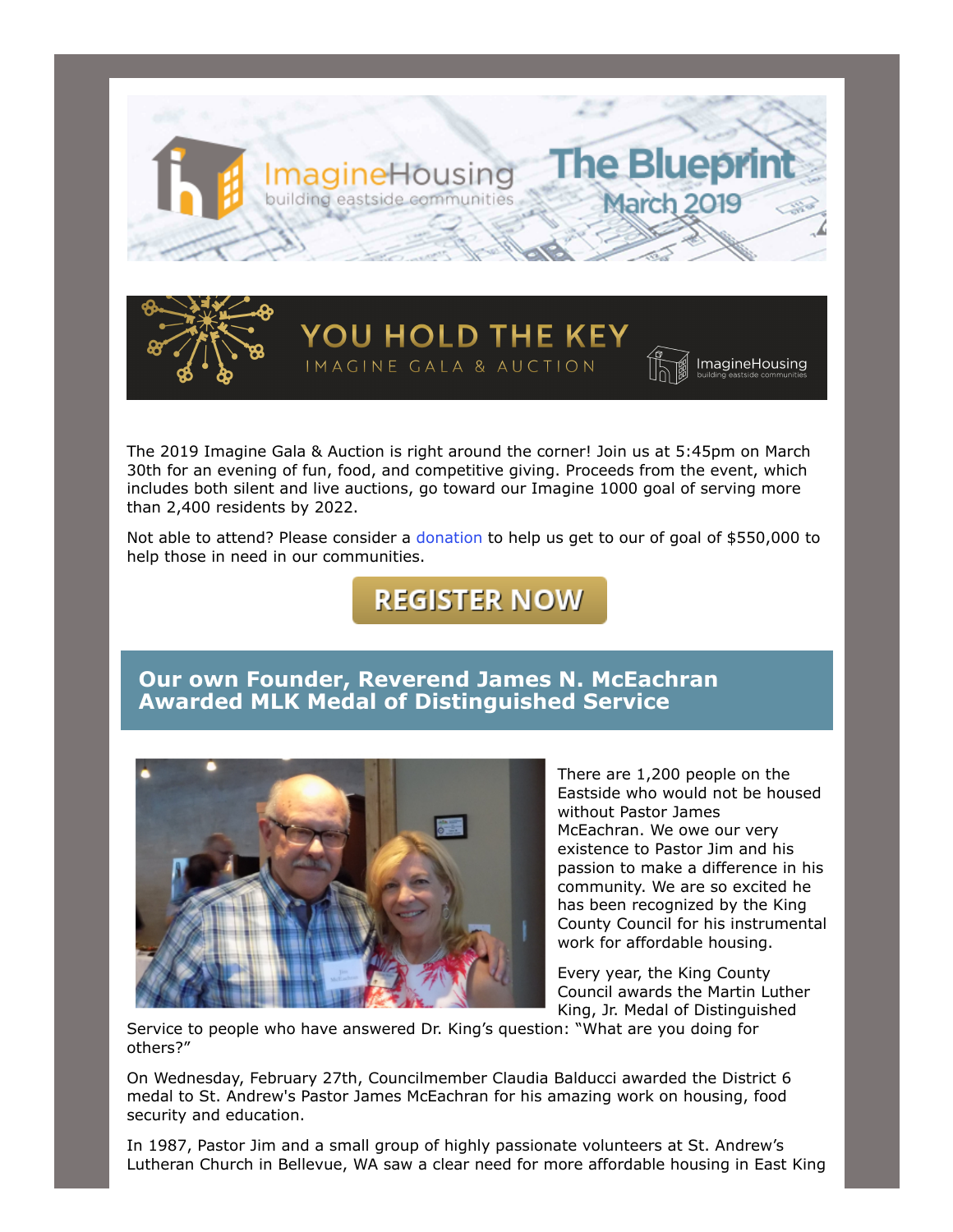ImagineHousing
building eastside communities

# The Blueprint
## March 2019

YOU HOLD THE KEY
IMAGINE GALA & AUCTION

The 2019 Imagine Gala & Auction is right around the corner! Join us at 5:45pm on March 30th for an evening of fun, food, and competitive giving. Proceeds from the event, which includes both silent and live auctions, go toward our Imagine 1000 goal of serving more than 2,400 residents by 2022.

Not able to attend? Please consider a donation to help us get to our of goal of $550,000 to help those in need in our communities.

**REGISTER NOW**

## Our own Founder, Reverend James N. McEachran Awarded MLK Medal of Distinguished Service

There are 1,200 people on the Eastside who would not be housed without Pastor James McEachran. We owe our very existence to Pastor Jim and his passion to make a difference in his community. We are so excited he has been recognized by the King County Council for his instrumental work for affordable housing.

Every year, the King County Council awards the Martin Luther King, Jr. Medal of Distinguished Service to people who have answered Dr. King's question: "What are you doing for others?"

On Wednesday, February 27th, Councilmember Claudia Balducci awarded the District 6 medal to St. Andrew's Pastor James McEachran for his amazing work on housing, food security and education.

In 1987, Pastor Jim and a small group of highly passionate volunteers at St. Andrew's Lutheran Church in Bellevue, WA saw a clear need for more affordable housing in East King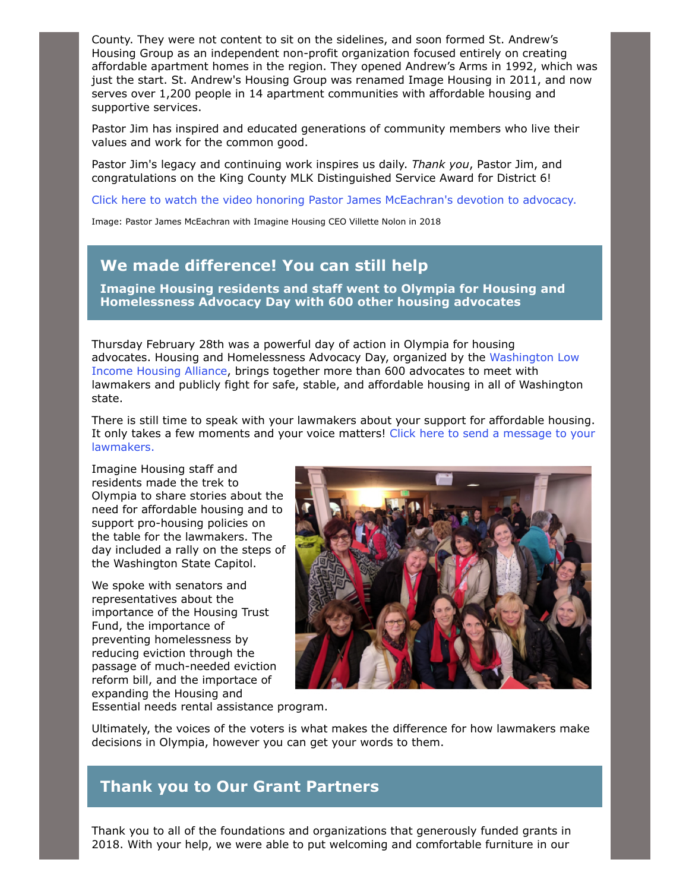County. They were not content to sit on the sidelines, and soon formed St. Andrew's Housing Group as an independent non-profit organization focused entirely on creating affordable apartment homes in the region. They opened Andrew's Arms in 1992, which was just the start. St. Andrew's Housing Group was renamed Image Housing in 2011, and now serves over 1,200 people in 14 apartment communities with affordable housing and supportive services.

Pastor Jim has inspired and educated generations of community members who live their values and work for the common good.

Pastor Jim's legacy and continuing work inspires us daily. *Thank you*, Pastor Jim, and congratulations on the King County MLK Distinguished Service Award for District 6!

Click here to watch the video honoring Pastor James McEachran's devotion to advocacy.

Image: Pastor James McEachran with Imagine Housing CEO Villette Nolon in 2018

## We made difference! You can still help

**Imagine Housing residents and staff went to Olympia for Housing and Homelessness Advocacy Day with 600 other housing advocates**

Thursday February 28th was a powerful day of action in Olympia for housing advocates. Housing and Homelessness Advocacy Day, organized by the Washington Low Income Housing Alliance, brings together more than 600 advocates to meet with lawmakers and publicly fight for safe, stable, and affordable housing in all of Washington state.

There is still time to speak with your lawmakers about your support for affordable housing. It only takes a few moments and your voice matters! Click here to send a message to your lawmakers.

Imagine Housing staff and residents made the trek to Olympia to share stories about the need for affordable housing and to support pro-housing policies on the table for the lawmakers. The day included a rally on the steps of the Washington State Capitol.

We spoke with senators and representatives about the importance of the Housing Trust Fund, the importance of preventing homelessness by reducing eviction through the passage of much-needed eviction reform bill, and the importace of expanding the Housing and Essential needs rental assistance program.

Ultimately, the voices of the voters is what makes the difference for how lawmakers make decisions in Olympia, however you can get your words to them.

## Thank you to Our Grant Partners

Thank you to all of the foundations and organizations that generously funded grants in 2018. With your help, we were able to put welcoming and comfortable furniture in our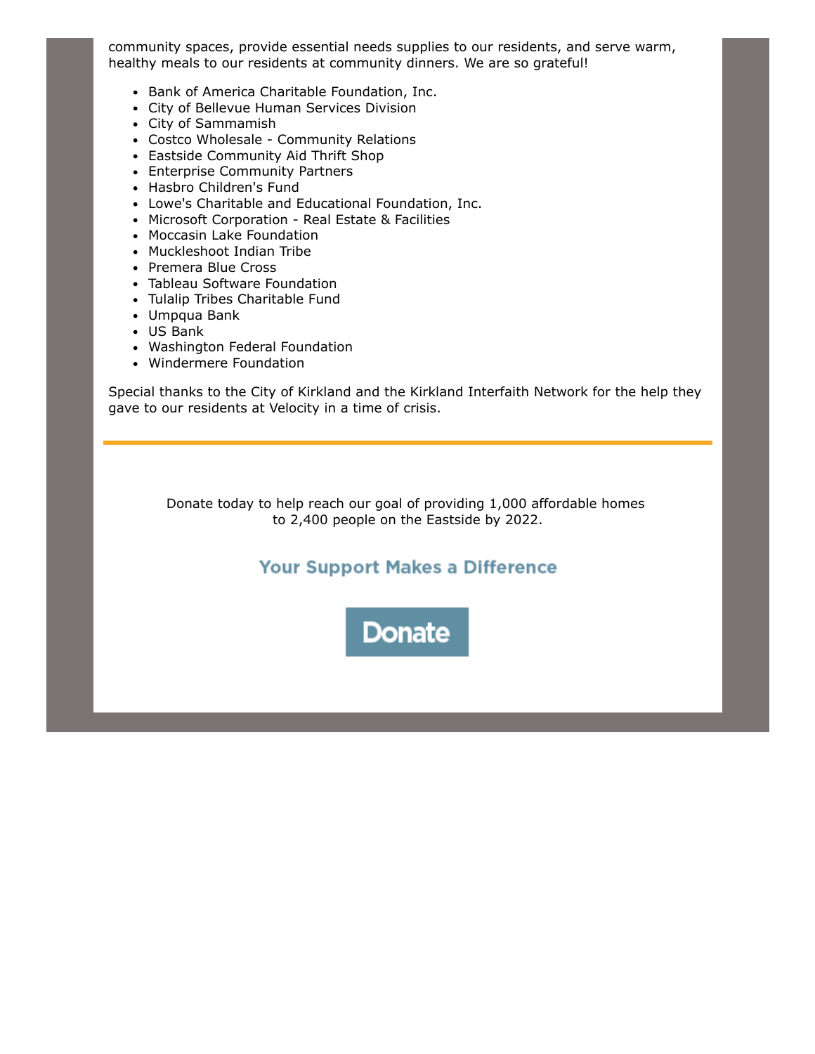community spaces, provide essential needs supplies to our residents, and serve warm, healthy meals to our residents at community dinners. We are so grateful!

- Bank of America Charitable Foundation, Inc.
- City of Bellevue Human Services Division
- City of Sammamish
- Costco Wholesale - Community Relations
- Eastside Community Aid Thrift Shop
- Enterprise Community Partners
- Hasbro Children's Fund
- Lowe's Charitable and Educational Foundation, Inc.
- Microsoft Corporation - Real Estate & Facilities
- Moccasin Lake Foundation
- Muckleshoot Indian Tribe
- Premera Blue Cross
- Tableau Software Foundation
- Tulalip Tribes Charitable Fund
- Umpqua Bank
- US Bank
- Washington Federal Foundation
- Windermere Foundation

Special thanks to the City of Kirkland and the Kirkland Interfaith Network for the help they gave to our residents at Velocity in a time of crisis.

---

Donate today to help reach our goal of providing 1,000 affordable homes to 2,400 people on the Eastside by 2022.

## Your Support Makes a Difference

Donate